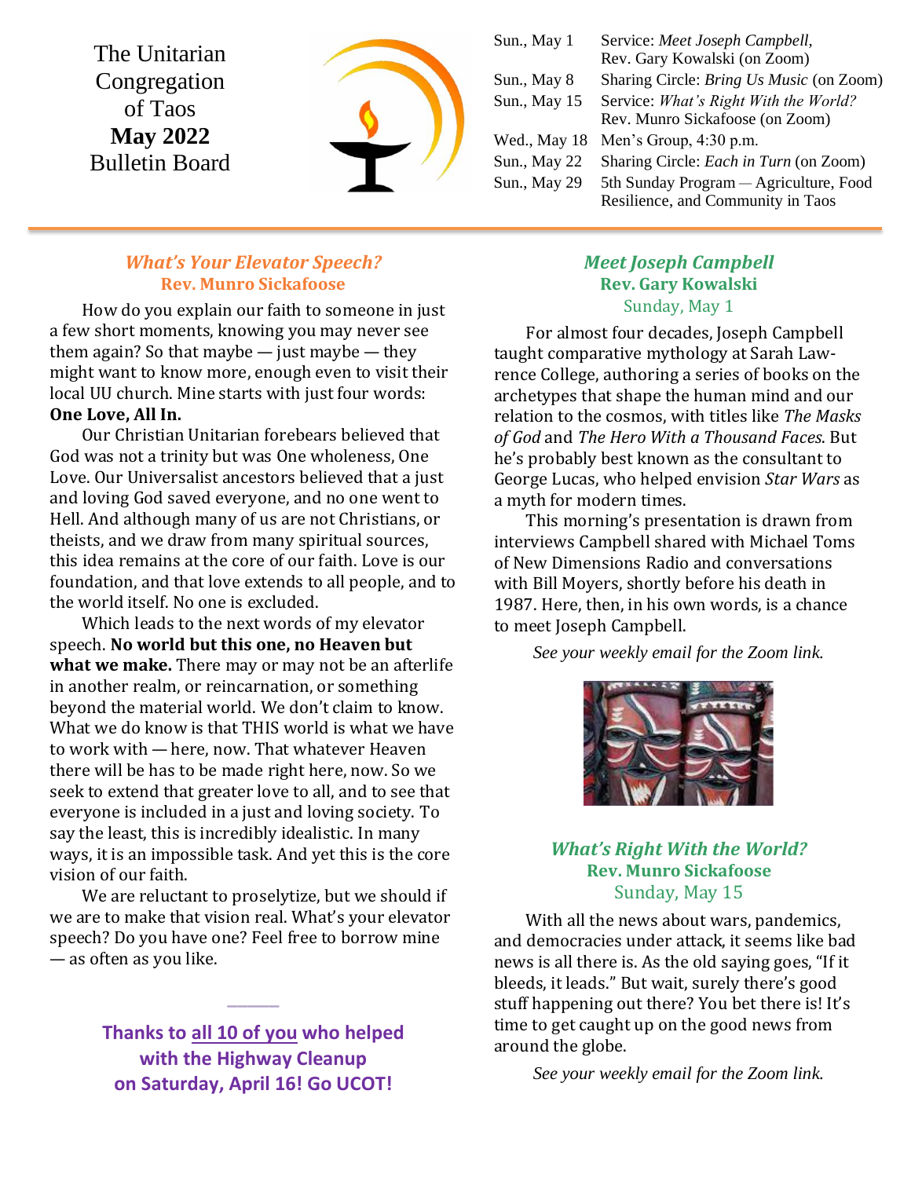# The Unitarian Congregation of Taos
# **May 2022** Bulletin Board

| | |
|---|---|
| Sun., May 1 | Service: *Meet Joseph Campbell*, Rev. Gary Kowalski (on Zoom) |
| Sun., May 8 | Sharing Circle: *Bring Us Music* (on Zoom) |
| Sun., May 15 | Service: *What's Right With the World?* Rev. Munro Sickafoose (on Zoom) |
| Wed., May 18 | Men's Group, 4:30 p.m. |
| Sun., May 22 | Sharing Circle: *Each in Turn* (on Zoom) |
| Sun., May 29 | 5th Sunday Program — Agriculture, Food Resilience, and Community in Taos |

## *What's Your Elevator Speech?*
### Rev. Munro Sickafoose

How do you explain our faith to someone in just a few short moments, knowing you may never see them again? So that maybe — just maybe — they might want to know more, enough even to visit their local UU church. Mine starts with just four words: **One Love, All In.**

Our Christian Unitarian forebears believed that God was not a trinity but was One wholeness, One Love. Our Universalist ancestors believed that a just and loving God saved everyone, and no one went to Hell. And although many of us are not Christians, or theists, and we draw from many spiritual sources, this idea remains at the core of our faith. Love is our foundation, and that love extends to all people, and to the world itself. No one is excluded.

Which leads to the next words of my elevator speech. **No world but this one, no Heaven but what we make.** There may or may not be an afterlife in another realm, or reincarnation, or something beyond the material world. We don't claim to know. What we do know is that THIS world is what we have to work with — here, now. That whatever Heaven there will be has to be made right here, now. So we seek to extend that greater love to all, and to see that everyone is included in a just and loving society. To say the least, this is incredibly idealistic. In many ways, it is an impossible task. And yet this is the core vision of our faith.

We are reluctant to proselytize, but we should if we are to make that vision real. What's your elevator speech? Do you have one? Feel free to borrow mine — as often as you like.

---

**Thanks to all 10 of you who helped with the Highway Cleanup on Saturday, April 16! Go UCOT!**

## *Meet Joseph Campbell*
### Rev. Gary Kowalski
Sunday, May 1

For almost four decades, Joseph Campbell taught comparative mythology at Sarah Lawrence College, authoring a series of books on the archetypes that shape the human mind and our relation to the cosmos, with titles like *The Masks of God* and *The Hero With a Thousand Faces*. But he's probably best known as the consultant to George Lucas, who helped envision *Star Wars* as a myth for modern times.

This morning's presentation is drawn from interviews Campbell shared with Michael Toms of New Dimensions Radio and conversations with Bill Moyers, shortly before his death in 1987. Here, then, in his own words, is a chance to meet Joseph Campbell.

*See your weekly email for the Zoom link.*

## *What's Right With the World?*
### Rev. Munro Sickafoose
Sunday, May 15

With all the news about wars, pandemics, and democracies under attack, it seems like bad news is all there is. As the old saying goes, "If it bleeds, it leads." But wait, surely there's good stuff happening out there? You bet there is! It's time to get caught up on the good news from around the globe.

*See your weekly email for the Zoom link.*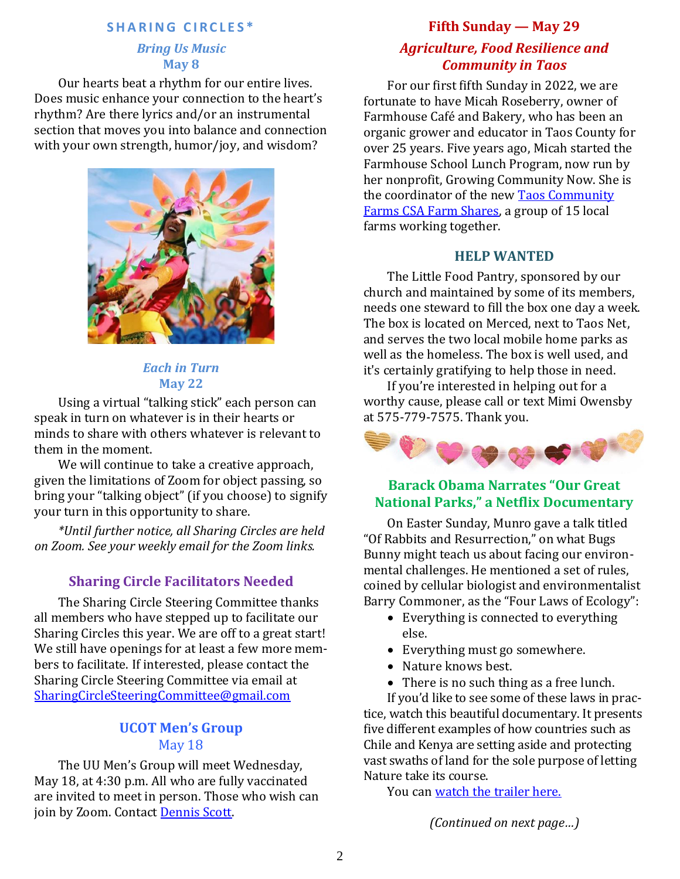## SHARING CIRCLES*

### *Bring Us Music*
### May 8

Our hearts beat a rhythm for our entire lives. Does music enhance your connection to the heart's rhythm? Are there lyrics and/or an instrumental section that moves you into balance and connection with your own strength, humor/joy, and wisdom?

### *Each in Turn*
### May 22

Using a virtual "talking stick" each person can speak in turn on whatever is in their hearts or minds to share with others whatever is relevant to them in the moment.

We will continue to take a creative approach, given the limitations of Zoom for object passing, so bring your "talking object" (if you choose) to signify your turn in this opportunity to share.

*\*Until further notice, all Sharing Circles are held on Zoom. See your weekly email for the Zoom links.*

## Sharing Circle Facilitators Needed

The Sharing Circle Steering Committee thanks all members who have stepped up to facilitate our Sharing Circles this year. We are off to a great start! We still have openings for at least a few more members to facilitate. If interested, please contact the Sharing Circle Steering Committee via email at SharingCircleSteeringCommittee@gmail.com

## UCOT Men's Group
### May 18

The UU Men's Group will meet Wednesday, May 18, at 4:30 p.m. All who are fully vaccinated are invited to meet in person. Those who wish can join by Zoom. Contact Dennis Scott.

## Fifth Sunday — May 29
### *Agriculture, Food Resilience and Community in Taos*

For our first fifth Sunday in 2022, we are fortunate to have Micah Roseberry, owner of Farmhouse Café and Bakery, who has been an organic grower and educator in Taos County for over 25 years. Five years ago, Micah started the Farmhouse School Lunch Program, now run by her nonprofit, Growing Community Now. She is the coordinator of the new Taos Community Farms CSA Farm Shares, a group of 15 local farms working together.

## HELP WANTED

The Little Food Pantry, sponsored by our church and maintained by some of its members, needs one steward to fill the box one day a week. The box is located on Merced, next to Taos Net, and serves the two local mobile home parks as well as the homeless. The box is well used, and it's certainly gratifying to help those in need.

If you're interested in helping out for a worthy cause, please call or text Mimi Owensby at 575-779-7575. Thank you.

## Barack Obama Narrates "Our Great National Parks," a Netflix Documentary

On Easter Sunday, Munro gave a talk titled "Of Rabbits and Resurrection," on what Bugs Bunny might teach us about facing our environmental challenges. He mentioned a set of rules, coined by cellular biologist and environmentalist Barry Commoner, as the "Four Laws of Ecology":

- Everything is connected to everything else.
- Everything must go somewhere.
- Nature knows best.
- There is no such thing as a free lunch.

If you'd like to see some of these laws in practice, watch this beautiful documentary. It presents five different examples of how countries such as Chile and Kenya are setting aside and protecting vast swaths of land for the sole purpose of letting Nature take its course.

You can watch the trailer here.

*(Continued on next page…)*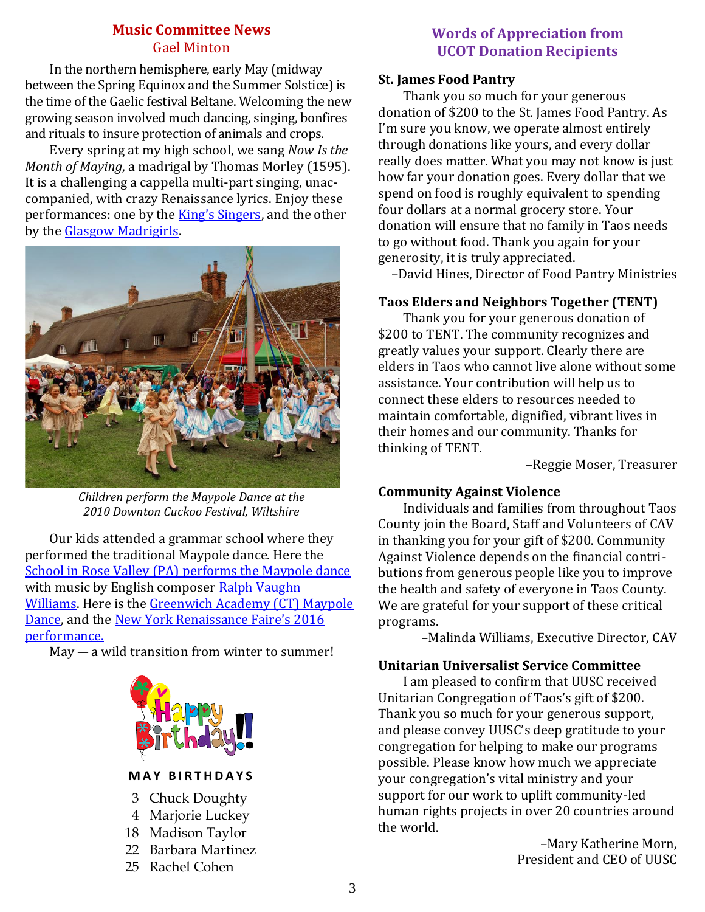## Music Committee News

Gael Minton

In the northern hemisphere, early May (midway between the Spring Equinox and the Summer Solstice) is the time of the Gaelic festival Beltane. Welcoming the new growing season involved much dancing, singing, bonfires and rituals to insure protection of animals and crops.

Every spring at my high school, we sang *Now Is the Month of Maying*, a madrigal by Thomas Morley (1595). It is a challenging a cappella multi-part singing, unaccompanied, with crazy Renaissance lyrics. Enjoy these performances: one by the King's Singers, and the other by the Glasgow Madrigirls.

*Children perform the Maypole Dance at the 2010 Downton Cuckoo Festival, Wiltshire*

Our kids attended a grammar school where they performed the traditional Maypole dance. Here the School in Rose Valley (PA) performs the Maypole dance with music by English composer Ralph Vaughn Williams. Here is the Greenwich Academy (CT) Maypole Dance, and the New York Renaissance Faire's 2016 performance.

May — a wild transition from winter to summer!

Happy Birthday!!

**MAY BIRTHDAYS**

3 Chuck Doughty
4 Marjorie Luckey
18 Madison Taylor
22 Barbara Martinez
25 Rachel Cohen

## Words of Appreciation from UCOT Donation Recipients

**St. James Food Pantry**

Thank you so much for your generous donation of $200 to the St. James Food Pantry. As I'm sure you know, we operate almost entirely through donations like yours, and every dollar really does matter. What you may not know is just how far your donation goes. Every dollar that we spend on food is roughly equivalent to spending four dollars at a normal grocery store. Your donation will ensure that no family in Taos needs to go without food. Thank you again for your generosity, it is truly appreciated.

–David Hines, Director of Food Pantry Ministries

**Taos Elders and Neighbors Together (TENT)**

Thank you for your generous donation of $200 to TENT. The community recognizes and greatly values your support. Clearly there are elders in Taos who cannot live alone without some assistance. Your contribution will help us to connect these elders to resources needed to maintain comfortable, dignified, vibrant lives in their homes and our community. Thanks for thinking of TENT.

–Reggie Moser, Treasurer

**Community Against Violence**

Individuals and families from throughout Taos County join the Board, Staff and Volunteers of CAV in thanking you for your gift of $200. Community Against Violence depends on the financial contributions from generous people like you to improve the health and safety of everyone in Taos County. We are grateful for your support of these critical programs.

–Malinda Williams, Executive Director, CAV

**Unitarian Universalist Service Committee**

I am pleased to confirm that UUSC received Unitarian Congregation of Taos's gift of $200. Thank you so much for your generous support, and please convey UUSC's deep gratitude to your congregation for helping to make our programs possible. Please know how much we appreciate your congregation's vital ministry and your support for our work to uplift community-led human rights projects in over 20 countries around the world.

–Mary Katherine Morn,
President and CEO of UUSC